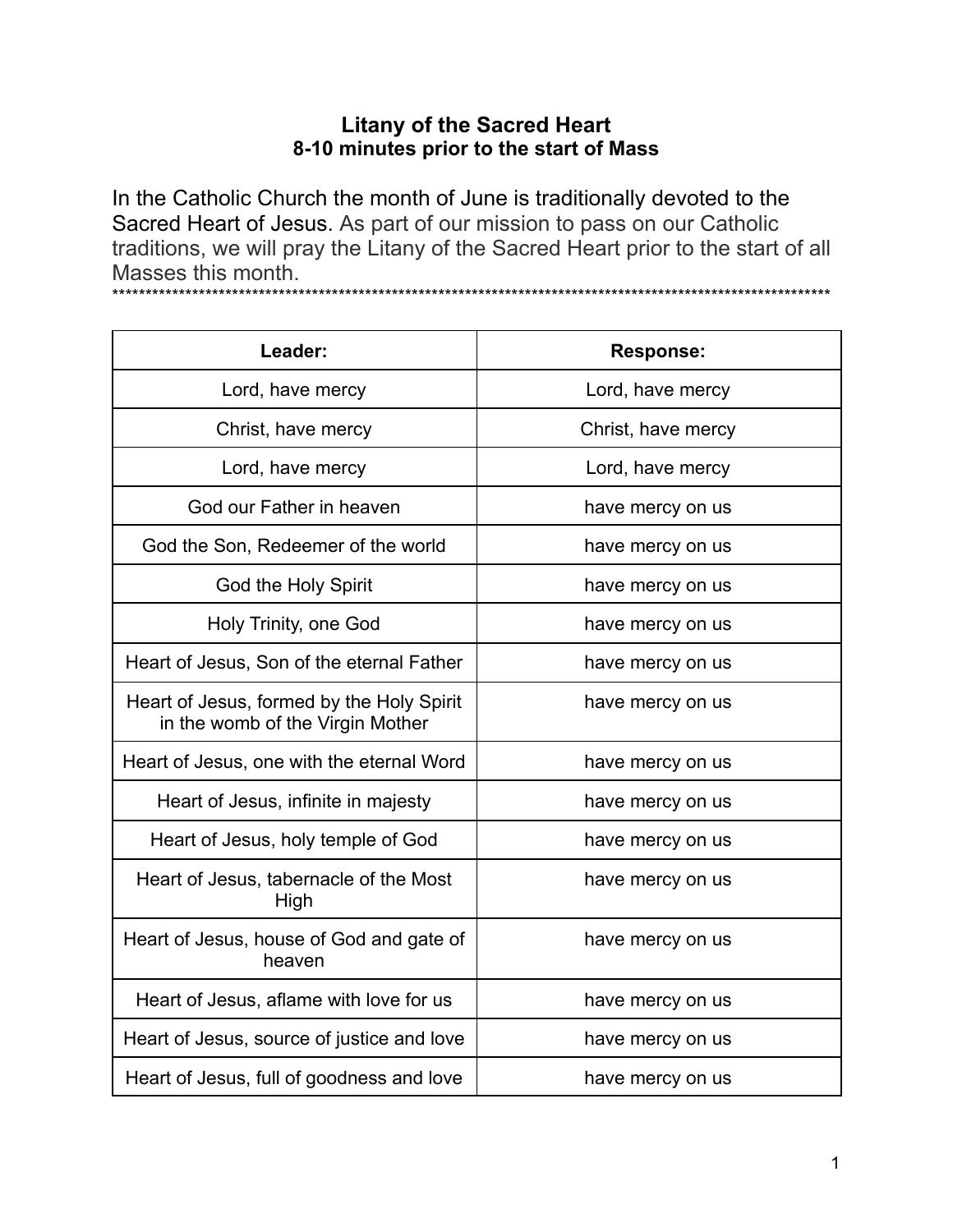# Litany of the Sacred Heart
## 8-10 minutes prior to the start of Mass

In the Catholic Church the month of June is traditionally devoted to the Sacred Heart of Jesus. As part of our mission to pass on our Catholic traditions, we will pray the Litany of the Sacred Heart prior to the start of all Masses this month.
*******************************************************************************************************************

| Leader: | Response: |
|---|---|
| Lord, have mercy | Lord, have mercy |
| Christ, have mercy | Christ, have mercy |
| Lord, have mercy | Lord, have mercy |
| God our Father in heaven | have mercy on us |
| God the Son, Redeemer of the world | have mercy on us |
| God the Holy Spirit | have mercy on us |
| Holy Trinity, one God | have mercy on us |
| Heart of Jesus, Son of the eternal Father | have mercy on us |
| Heart of Jesus, formed by the Holy Spirit in the womb of the Virgin Mother | have mercy on us |
| Heart of Jesus, one with the eternal Word | have mercy on us |
| Heart of Jesus, infinite in majesty | have mercy on us |
| Heart of Jesus, holy temple of God | have mercy on us |
| Heart of Jesus, tabernacle of the Most High | have mercy on us |
| Heart of Jesus, house of God and gate of heaven | have mercy on us |
| Heart of Jesus, aflame with love for us | have mercy on us |
| Heart of Jesus, source of justice and love | have mercy on us |
| Heart of Jesus, full of goodness and love | have mercy on us |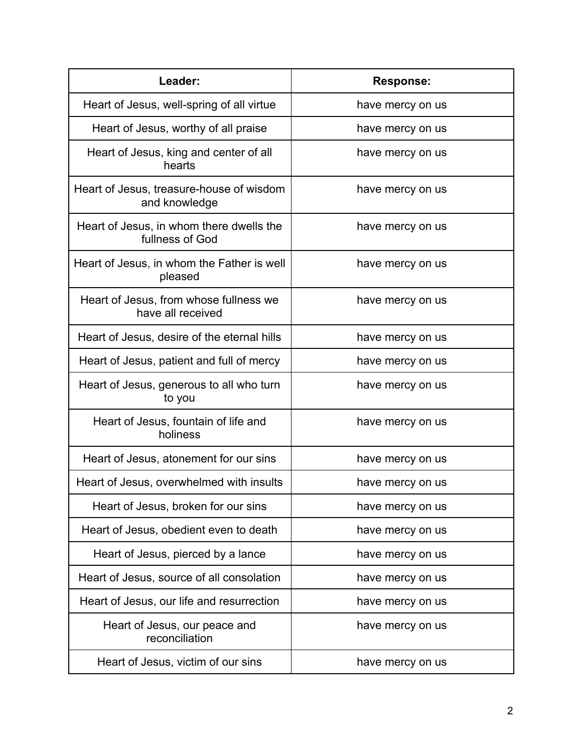| Leader: | Response: |
| --- | --- |
| Heart of Jesus, well-spring of all virtue | have mercy on us |
| Heart of Jesus, worthy of all praise | have mercy on us |
| Heart of Jesus, king and center of all hearts | have mercy on us |
| Heart of Jesus, treasure-house of wisdom and knowledge | have mercy on us |
| Heart of Jesus, in whom there dwells the fullness of God | have mercy on us |
| Heart of Jesus, in whom the Father is well pleased | have mercy on us |
| Heart of Jesus, from whose fullness we have all received | have mercy on us |
| Heart of Jesus, desire of the eternal hills | have mercy on us |
| Heart of Jesus, patient and full of mercy | have mercy on us |
| Heart of Jesus, generous to all who turn to you | have mercy on us |
| Heart of Jesus, fountain of life and holiness | have mercy on us |
| Heart of Jesus, atonement for our sins | have mercy on us |
| Heart of Jesus, overwhelmed with insults | have mercy on us |
| Heart of Jesus, broken for our sins | have mercy on us |
| Heart of Jesus, obedient even to death | have mercy on us |
| Heart of Jesus, pierced by a lance | have mercy on us |
| Heart of Jesus, source of all consolation | have mercy on us |
| Heart of Jesus, our life and resurrection | have mercy on us |
| Heart of Jesus, our peace and reconciliation | have mercy on us |
| Heart of Jesus, victim of our sins | have mercy on us |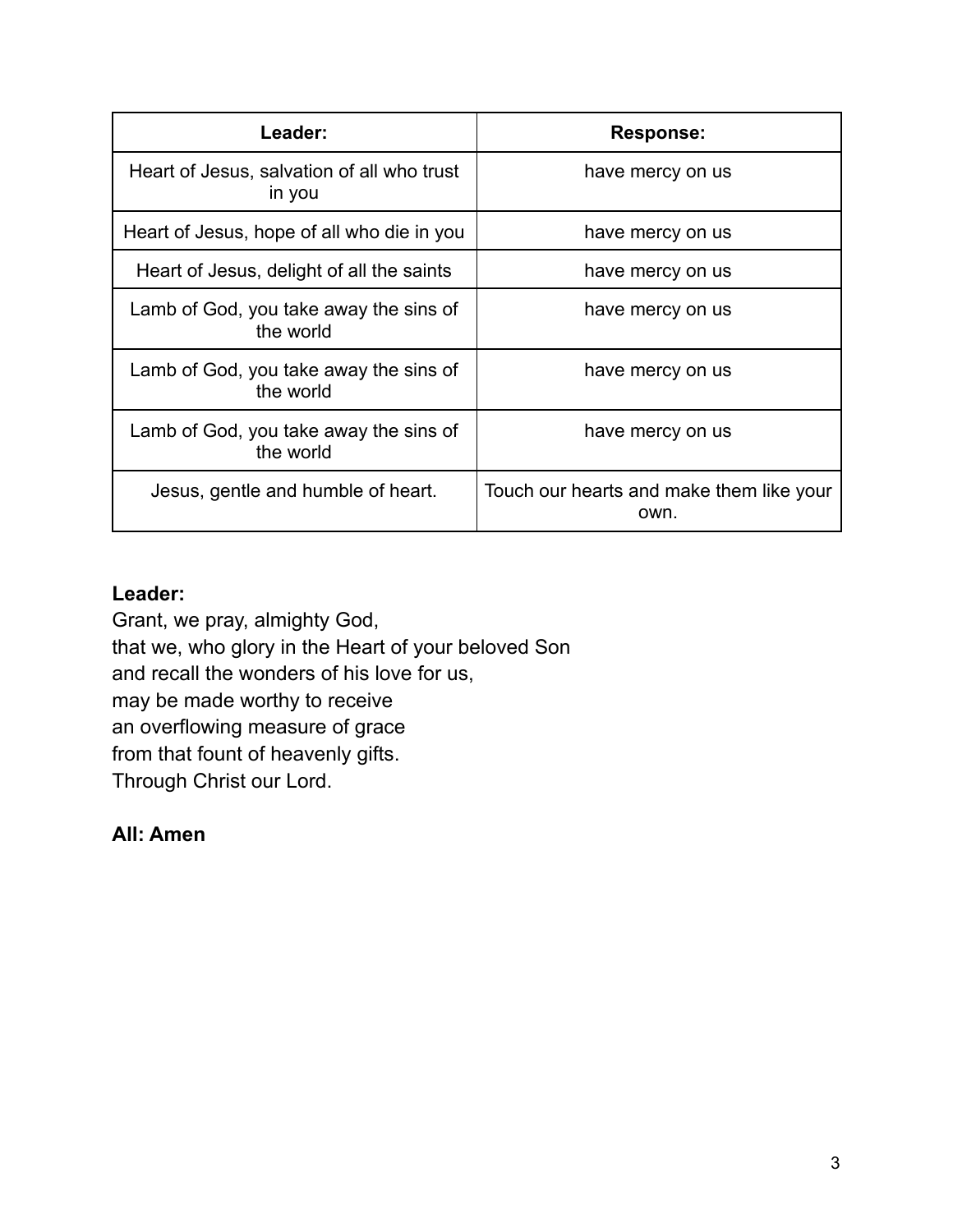| Leader: | Response: |
| --- | --- |
| Heart of Jesus, salvation of all who trust in you | have mercy on us |
| Heart of Jesus, hope of all who die in you | have mercy on us |
| Heart of Jesus, delight of all the saints | have mercy on us |
| Lamb of God, you take away the sins of the world | have mercy on us |
| Lamb of God, you take away the sins of the world | have mercy on us |
| Lamb of God, you take away the sins of the world | have mercy on us |
| Jesus, gentle and humble of heart. | Touch our hearts and make them like your own. |

**Leader:**
Grant, we pray, almighty God,
that we, who glory in the Heart of your beloved Son
and recall the wonders of his love for us,
may be made worthy to receive
an overflowing measure of grace
from that fount of heavenly gifts.
Through Christ our Lord.

**All: Amen**